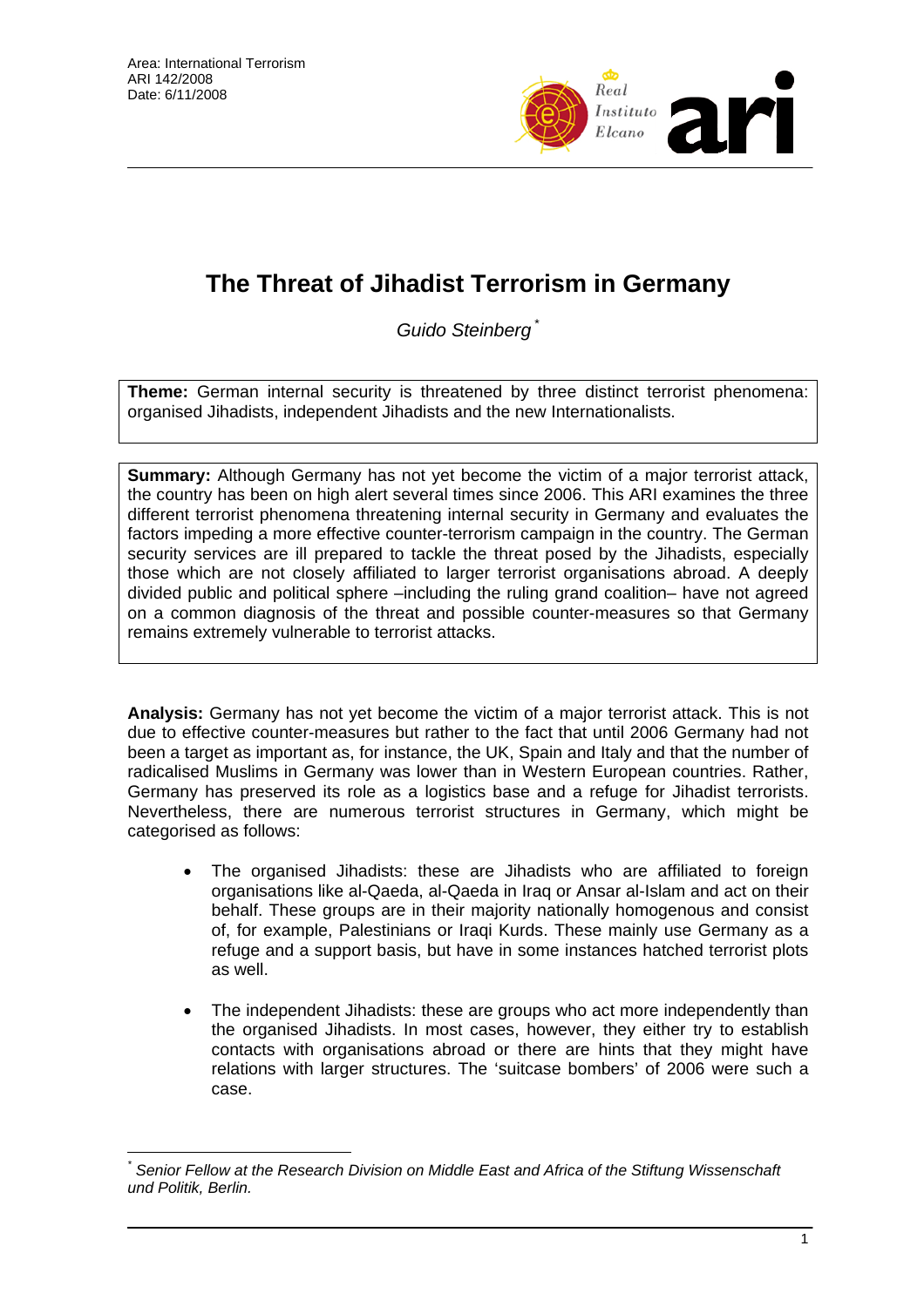Area: International Terrorism
ARI 142/2008
Date: 6/11/2008

# The Threat of Jihadist Terrorism in Germany

*Guido Steinberg* [*]

**Theme:** German internal security is threatened by three distinct terrorist phenomena: organised Jihadists, independent Jihadists and the new Internationalists.

**Summary:** Although Germany has not yet become the victim of a major terrorist attack, the country has been on high alert several times since 2006. This ARI examines the three different terrorist phenomena threatening internal security in Germany and evaluates the factors impeding a more effective counter-terrorism campaign in the country. The German security services are ill prepared to tackle the threat posed by the Jihadists, especially those which are not closely affiliated to larger terrorist organisations abroad. A deeply divided public and political sphere –including the ruling grand coalition– have not agreed on a common diagnosis of the threat and possible counter-measures so that Germany remains extremely vulnerable to terrorist attacks.

**Analysis:** Germany has not yet become the victim of a major terrorist attack. This is not due to effective counter-measures but rather to the fact that until 2006 Germany had not been a target as important as, for instance, the UK, Spain and Italy and that the number of radicalised Muslims in Germany was lower than in Western European countries. Rather, Germany has preserved its role as a logistics base and a refuge for Jihadist terrorists. Nevertheless, there are numerous terrorist structures in Germany, which might be categorised as follows:

- The organised Jihadists: these are Jihadists who are affiliated to foreign organisations like al-Qaeda, al-Qaeda in Iraq or Ansar al-Islam and act on their behalf. These groups are in their majority nationally homogenous and consist of, for example, Palestinians or Iraqi Kurds. These mainly use Germany as a refuge and a support basis, but have in some instances hatched terrorist plots as well.
- The independent Jihadists: these are groups who act more independently than the organised Jihadists. In most cases, however, they either try to establish contacts with organisations abroad or there are hints that they might have relations with larger structures. The 'suitcase bombers' of 2006 were such a case.

[*] *Senior Fellow at the Research Division on Middle East and Africa of the Stiftung Wissenschaft und Politik, Berlin.*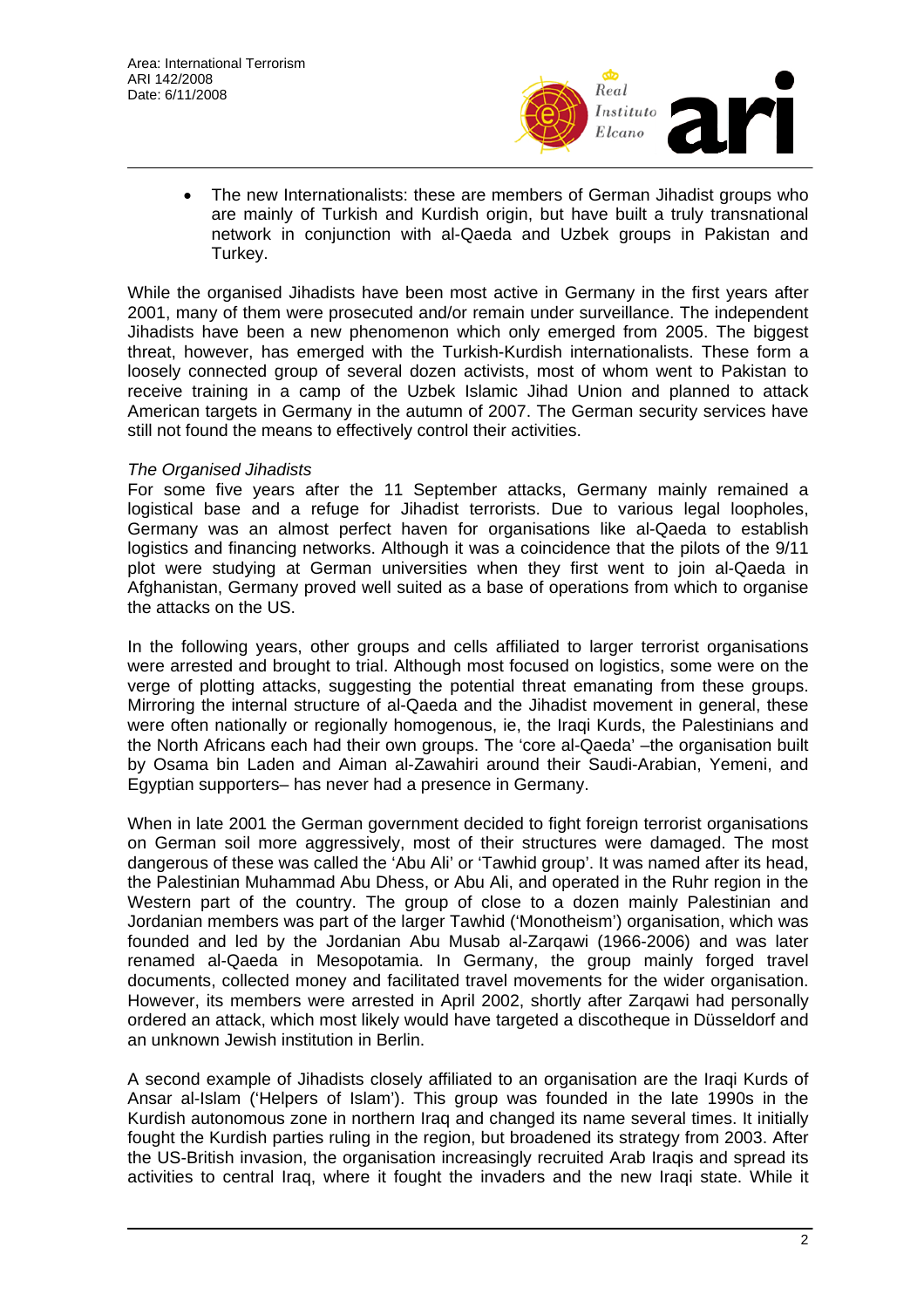- The new Internationalists: these are members of German Jihadist groups who are mainly of Turkish and Kurdish origin, but have built a truly transnational network in conjunction with al-Qaeda and Uzbek groups in Pakistan and Turkey.

While the organised Jihadists have been most active in Germany in the first years after 2001, many of them were prosecuted and/or remain under surveillance. The independent Jihadists have been a new phenomenon which only emerged from 2005. The biggest threat, however, has emerged with the Turkish-Kurdish internationalists. These form a loosely connected group of several dozen activists, most of whom went to Pakistan to receive training in a camp of the Uzbek Islamic Jihad Union and planned to attack American targets in Germany in the autumn of 2007. The German security services have still not found the means to effectively control their activities.

*The Organised Jihadists*

For some five years after the 11 September attacks, Germany mainly remained a logistical base and a refuge for Jihadist terrorists. Due to various legal loopholes, Germany was an almost perfect haven for organisations like al-Qaeda to establish logistics and financing networks. Although it was a coincidence that the pilots of the 9/11 plot were studying at German universities when they first went to join al-Qaeda in Afghanistan, Germany proved well suited as a base of operations from which to organise the attacks on the US.

In the following years, other groups and cells affiliated to larger terrorist organisations were arrested and brought to trial. Although most focused on logistics, some were on the verge of plotting attacks, suggesting the potential threat emanating from these groups. Mirroring the internal structure of al-Qaeda and the Jihadist movement in general, these were often nationally or regionally homogenous, ie, the Iraqi Kurds, the Palestinians and the North Africans each had their own groups. The 'core al-Qaeda' –the organisation built by Osama bin Laden and Aiman al-Zawahiri around their Saudi-Arabian, Yemeni, and Egyptian supporters– has never had a presence in Germany.

When in late 2001 the German government decided to fight foreign terrorist organisations on German soil more aggressively, most of their structures were damaged. The most dangerous of these was called the 'Abu Ali' or 'Tawhid group'. It was named after its head, the Palestinian Muhammad Abu Dhess, or Abu Ali, and operated in the Ruhr region in the Western part of the country. The group of close to a dozen mainly Palestinian and Jordanian members was part of the larger Tawhid ('Monotheism') organisation, which was founded and led by the Jordanian Abu Musab al-Zarqawi (1966-2006) and was later renamed al-Qaeda in Mesopotamia. In Germany, the group mainly forged travel documents, collected money and facilitated travel movements for the wider organisation. However, its members were arrested in April 2002, shortly after Zarqawi had personally ordered an attack, which most likely would have targeted a discotheque in Düsseldorf and an unknown Jewish institution in Berlin.

A second example of Jihadists closely affiliated to an organisation are the Iraqi Kurds of Ansar al-Islam ('Helpers of Islam'). This group was founded in the late 1990s in the Kurdish autonomous zone in northern Iraq and changed its name several times. It initially fought the Kurdish parties ruling in the region, but broadened its strategy from 2003. After the US-British invasion, the organisation increasingly recruited Arab Iraqis and spread its activities to central Iraq, where it fought the invaders and the new Iraqi state. While it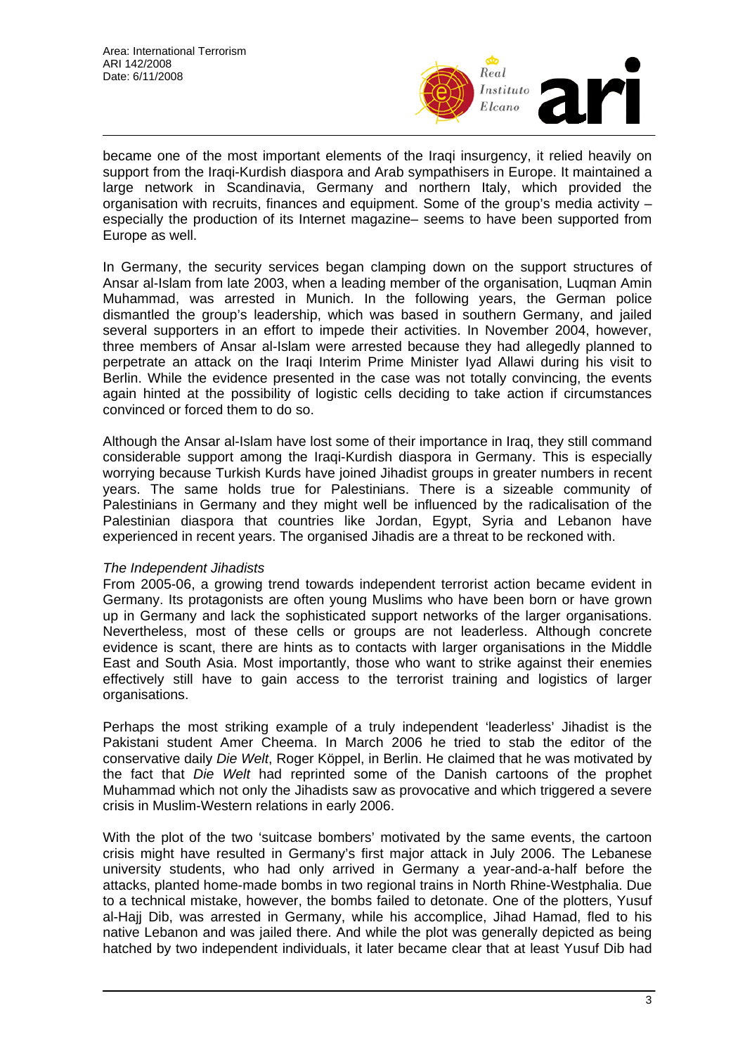became one of the most important elements of the Iraqi insurgency, it relied heavily on support from the Iraqi-Kurdish diaspora and Arab sympathisers in Europe. It maintained a large network in Scandinavia, Germany and northern Italy, which provided the organisation with recruits, finances and equipment. Some of the group's media activity – especially the production of its Internet magazine– seems to have been supported from Europe as well.

In Germany, the security services began clamping down on the support structures of Ansar al-Islam from late 2003, when a leading member of the organisation, Luqman Amin Muhammad, was arrested in Munich. In the following years, the German police dismantled the group's leadership, which was based in southern Germany, and jailed several supporters in an effort to impede their activities. In November 2004, however, three members of Ansar al-Islam were arrested because they had allegedly planned to perpetrate an attack on the Iraqi Interim Prime Minister Iyad Allawi during his visit to Berlin. While the evidence presented in the case was not totally convincing, the events again hinted at the possibility of logistic cells deciding to take action if circumstances convinced or forced them to do so.

Although the Ansar al-Islam have lost some of their importance in Iraq, they still command considerable support among the Iraqi-Kurdish diaspora in Germany. This is especially worrying because Turkish Kurds have joined Jihadist groups in greater numbers in recent years. The same holds true for Palestinians. There is a sizeable community of Palestinians in Germany and they might well be influenced by the radicalisation of the Palestinian diaspora that countries like Jordan, Egypt, Syria and Lebanon have experienced in recent years. The organised Jihadis are a threat to be reckoned with.

*The Independent Jihadists*

From 2005-06, a growing trend towards independent terrorist action became evident in Germany. Its protagonists are often young Muslims who have been born or have grown up in Germany and lack the sophisticated support networks of the larger organisations. Nevertheless, most of these cells or groups are not leaderless. Although concrete evidence is scant, there are hints as to contacts with larger organisations in the Middle East and South Asia. Most importantly, those who want to strike against their enemies effectively still have to gain access to the terrorist training and logistics of larger organisations.

Perhaps the most striking example of a truly independent 'leaderless' Jihadist is the Pakistani student Amer Cheema. In March 2006 he tried to stab the editor of the conservative daily *Die Welt*, Roger Köppel, in Berlin. He claimed that he was motivated by the fact that *Die Welt* had reprinted some of the Danish cartoons of the prophet Muhammad which not only the Jihadists saw as provocative and which triggered a severe crisis in Muslim-Western relations in early 2006.

With the plot of the two 'suitcase bombers' motivated by the same events, the cartoon crisis might have resulted in Germany's first major attack in July 2006. The Lebanese university students, who had only arrived in Germany a year-and-a-half before the attacks, planted home-made bombs in two regional trains in North Rhine-Westphalia. Due to a technical mistake, however, the bombs failed to detonate. One of the plotters, Yusuf al-Hajj Dib, was arrested in Germany, while his accomplice, Jihad Hamad, fled to his native Lebanon and was jailed there. And while the plot was generally depicted as being hatched by two independent individuals, it later became clear that at least Yusuf Dib had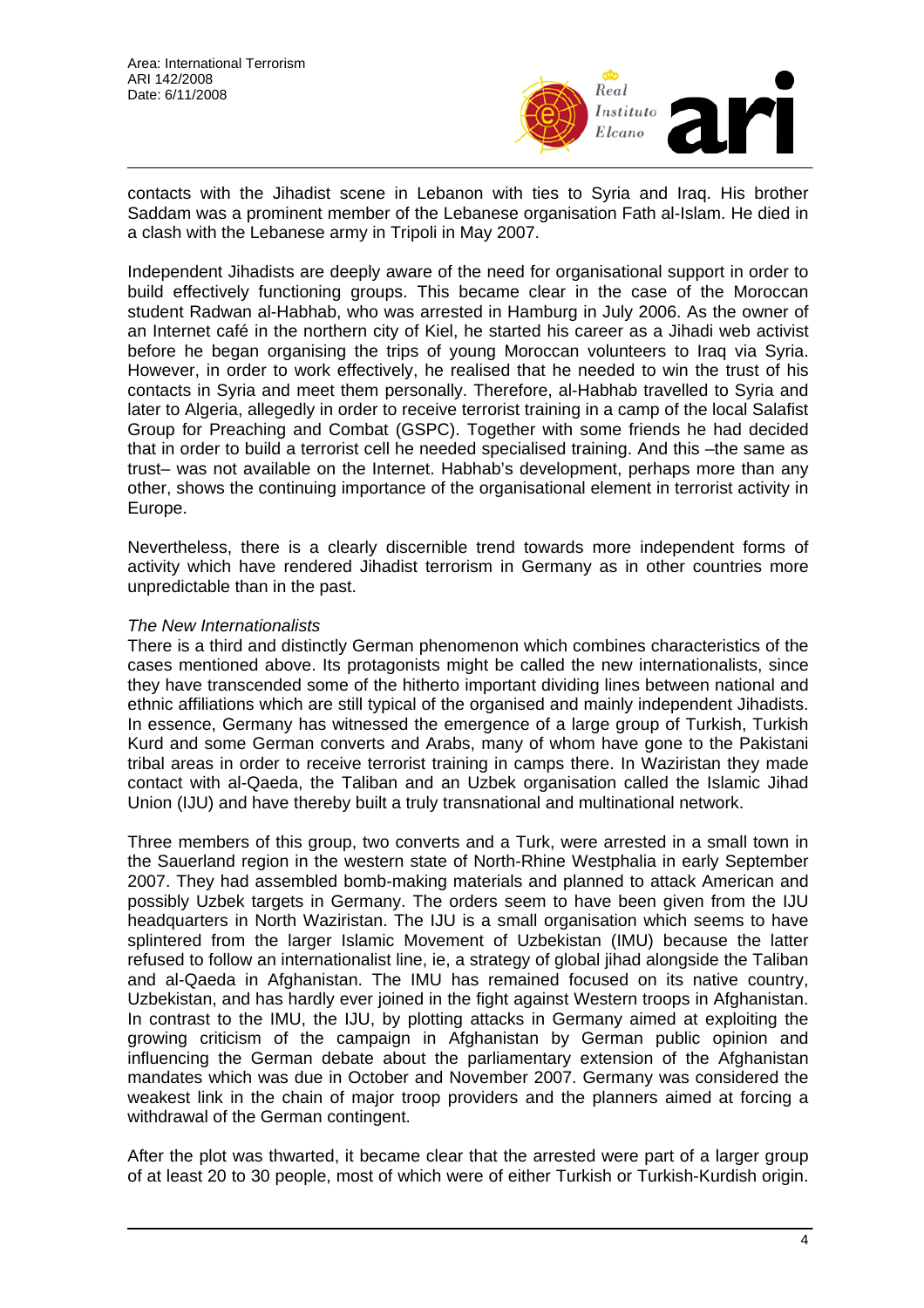contacts with the Jihadist scene in Lebanon with ties to Syria and Iraq. His brother Saddam was a prominent member of the Lebanese organisation Fath al-Islam. He died in a clash with the Lebanese army in Tripoli in May 2007.

Independent Jihadists are deeply aware of the need for organisational support in order to build effectively functioning groups. This became clear in the case of the Moroccan student Radwan al-Habhab, who was arrested in Hamburg in July 2006. As the owner of an Internet café in the northern city of Kiel, he started his career as a Jihadi web activist before he began organising the trips of young Moroccan volunteers to Iraq via Syria. However, in order to work effectively, he realised that he needed to win the trust of his contacts in Syria and meet them personally. Therefore, al-Habhab travelled to Syria and later to Algeria, allegedly in order to receive terrorist training in a camp of the local Salafist Group for Preaching and Combat (GSPC). Together with some friends he had decided that in order to build a terrorist cell he needed specialised training. And this –the same as trust– was not available on the Internet. Habhab's development, perhaps more than any other, shows the continuing importance of the organisational element in terrorist activity in Europe.

Nevertheless, there is a clearly discernible trend towards more independent forms of activity which have rendered Jihadist terrorism in Germany as in other countries more unpredictable than in the past.

*The New Internationalists*

There is a third and distinctly German phenomenon which combines characteristics of the cases mentioned above. Its protagonists might be called the new internationalists, since they have transcended some of the hitherto important dividing lines between national and ethnic affiliations which are still typical of the organised and mainly independent Jihadists. In essence, Germany has witnessed the emergence of a large group of Turkish, Turkish Kurd and some German converts and Arabs, many of whom have gone to the Pakistani tribal areas in order to receive terrorist training in camps there. In Waziristan they made contact with al-Qaeda, the Taliban and an Uzbek organisation called the Islamic Jihad Union (IJU) and have thereby built a truly transnational and multinational network.

Three members of this group, two converts and a Turk, were arrested in a small town in the Sauerland region in the western state of North-Rhine Westphalia in early September 2007. They had assembled bomb-making materials and planned to attack American and possibly Uzbek targets in Germany. The orders seem to have been given from the IJU headquarters in North Waziristan. The IJU is a small organisation which seems to have splintered from the larger Islamic Movement of Uzbekistan (IMU) because the latter refused to follow an internationalist line, ie, a strategy of global jihad alongside the Taliban and al-Qaeda in Afghanistan. The IMU has remained focused on its native country, Uzbekistan, and has hardly ever joined in the fight against Western troops in Afghanistan. In contrast to the IMU, the IJU, by plotting attacks in Germany aimed at exploiting the growing criticism of the campaign in Afghanistan by German public opinion and influencing the German debate about the parliamentary extension of the Afghanistan mandates which was due in October and November 2007. Germany was considered the weakest link in the chain of major troop providers and the planners aimed at forcing a withdrawal of the German contingent.

After the plot was thwarted, it became clear that the arrested were part of a larger group of at least 20 to 30 people, most of which were of either Turkish or Turkish-Kurdish origin.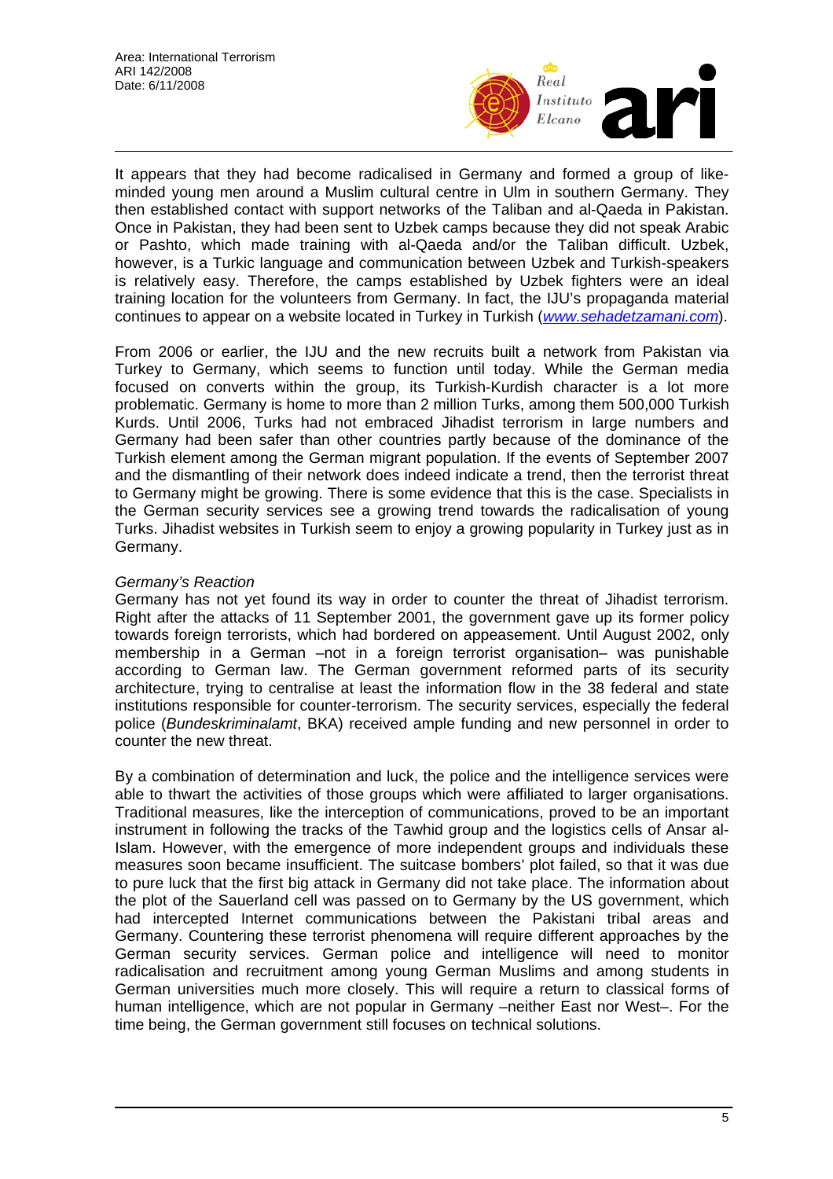It appears that they had become radicalised in Germany and formed a group of like-minded young men around a Muslim cultural centre in Ulm in southern Germany. They then established contact with support networks of the Taliban and al-Qaeda in Pakistan. Once in Pakistan, they had been sent to Uzbek camps because they did not speak Arabic or Pashto, which made training with al-Qaeda and/or the Taliban difficult. Uzbek, however, is a Turkic language and communication between Uzbek and Turkish-speakers is relatively easy. Therefore, the camps established by Uzbek fighters were an ideal training location for the volunteers from Germany. In fact, the IJU's propaganda material continues to appear on a website located in Turkey in Turkish (*www.sehadetzamani.com*).

From 2006 or earlier, the IJU and the new recruits built a network from Pakistan via Turkey to Germany, which seems to function until today. While the German media focused on converts within the group, its Turkish-Kurdish character is a lot more problematic. Germany is home to more than 2 million Turks, among them 500,000 Turkish Kurds. Until 2006, Turks had not embraced Jihadist terrorism in large numbers and Germany had been safer than other countries partly because of the dominance of the Turkish element among the German migrant population. If the events of September 2007 and the dismantling of their network does indeed indicate a trend, then the terrorist threat to Germany might be growing. There is some evidence that this is the case. Specialists in the German security services see a growing trend towards the radicalisation of young Turks. Jihadist websites in Turkish seem to enjoy a growing popularity in Turkey just as in Germany.

*Germany's Reaction*

Germany has not yet found its way in order to counter the threat of Jihadist terrorism. Right after the attacks of 11 September 2001, the government gave up its former policy towards foreign terrorists, which had bordered on appeasement. Until August 2002, only membership in a German –not in a foreign terrorist organisation– was punishable according to German law. The German government reformed parts of its security architecture, trying to centralise at least the information flow in the 38 federal and state institutions responsible for counter-terrorism. The security services, especially the federal police (*Bundeskriminalamt*, BKA) received ample funding and new personnel in order to counter the new threat.

By a combination of determination and luck, the police and the intelligence services were able to thwart the activities of those groups which were affiliated to larger organisations. Traditional measures, like the interception of communications, proved to be an important instrument in following the tracks of the Tawhid group and the logistics cells of Ansar al-Islam. However, with the emergence of more independent groups and individuals these measures soon became insufficient. The suitcase bombers' plot failed, so that it was due to pure luck that the first big attack in Germany did not take place. The information about the plot of the Sauerland cell was passed on to Germany by the US government, which had intercepted Internet communications between the Pakistani tribal areas and Germany. Countering these terrorist phenomena will require different approaches by the German security services. German police and intelligence will need to monitor radicalisation and recruitment among young German Muslims and among students in German universities much more closely. This will require a return to classical forms of human intelligence, which are not popular in Germany –neither East nor West–. For the time being, the German government still focuses on technical solutions.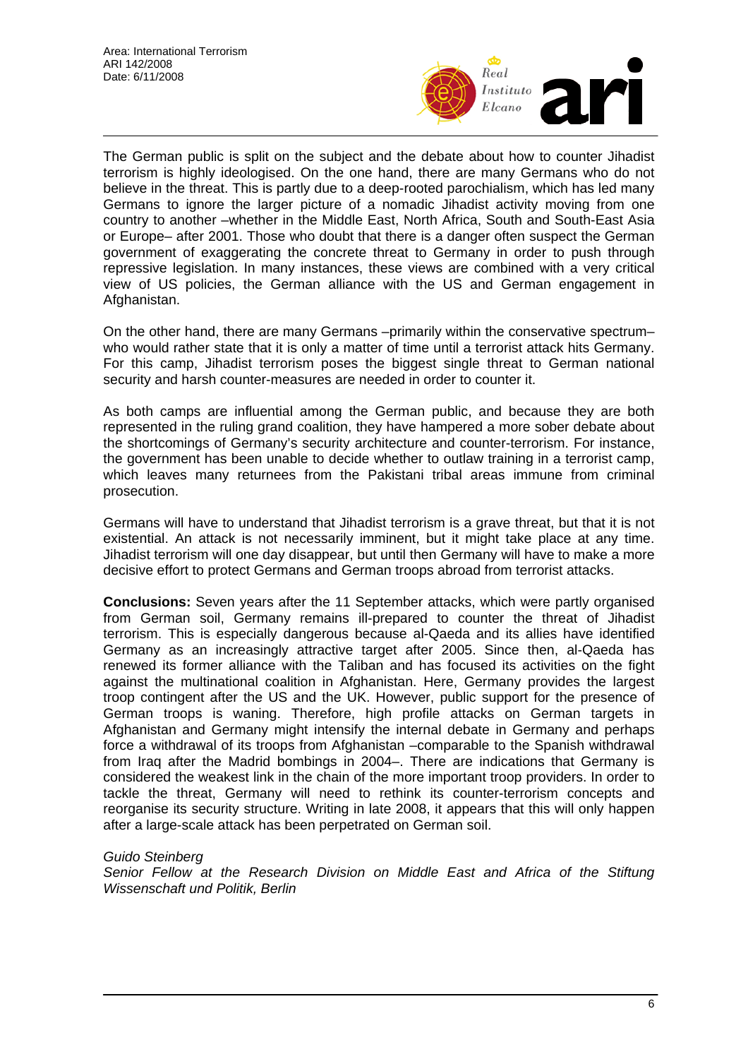The German public is split on the subject and the debate about how to counter Jihadist terrorism is highly ideologised. On the one hand, there are many Germans who do not believe in the threat. This is partly due to a deep-rooted parochialism, which has led many Germans to ignore the larger picture of a nomadic Jihadist activity moving from one country to another –whether in the Middle East, North Africa, South and South-East Asia or Europe– after 2001. Those who doubt that there is a danger often suspect the German government of exaggerating the concrete threat to Germany in order to push through repressive legislation. In many instances, these views are combined with a very critical view of US policies, the German alliance with the US and German engagement in Afghanistan.

On the other hand, there are many Germans –primarily within the conservative spectrum– who would rather state that it is only a matter of time until a terrorist attack hits Germany. For this camp, Jihadist terrorism poses the biggest single threat to German national security and harsh counter-measures are needed in order to counter it.

As both camps are influential among the German public, and because they are both represented in the ruling grand coalition, they have hampered a more sober debate about the shortcomings of Germany's security architecture and counter-terrorism. For instance, the government has been unable to decide whether to outlaw training in a terrorist camp, which leaves many returnees from the Pakistani tribal areas immune from criminal prosecution.

Germans will have to understand that Jihadist terrorism is a grave threat, but that it is not existential. An attack is not necessarily imminent, but it might take place at any time. Jihadist terrorism will one day disappear, but until then Germany will have to make a more decisive effort to protect Germans and German troops abroad from terrorist attacks.

**Conclusions:** Seven years after the 11 September attacks, which were partly organised from German soil, Germany remains ill-prepared to counter the threat of Jihadist terrorism. This is especially dangerous because al-Qaeda and its allies have identified Germany as an increasingly attractive target after 2005. Since then, al-Qaeda has renewed its former alliance with the Taliban and has focused its activities on the fight against the multinational coalition in Afghanistan. Here, Germany provides the largest troop contingent after the US and the UK. However, public support for the presence of German troops is waning. Therefore, high profile attacks on German targets in Afghanistan and Germany might intensify the internal debate in Germany and perhaps force a withdrawal of its troops from Afghanistan –comparable to the Spanish withdrawal from Iraq after the Madrid bombings in 2004–. There are indications that Germany is considered the weakest link in the chain of the more important troop providers. In order to tackle the threat, Germany will need to rethink its counter-terrorism concepts and reorganise its security structure. Writing in late 2008, it appears that this will only happen after a large-scale attack has been perpetrated on German soil.

*Guido Steinberg*
*Senior Fellow at the Research Division on Middle East and Africa of the Stiftung Wissenschaft und Politik, Berlin*